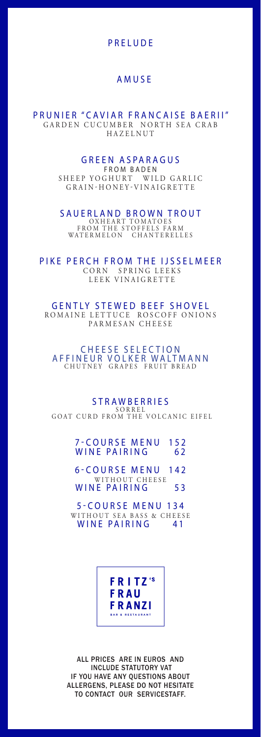# PRELUDE

## AMUSE

## PRUNIER "CAVIAR FRANCAISE BAERII"
GARDEN CUCUMBER NORTH SEA CRAB
HAZELNUT

## GREEN ASPARAGUS
FROM BADEN
SHEEP YOGHURT WILD GARLIC
GRAIN-HONEY-VINAIGRETTE

## SAUERLAND BROWN TROUT
OXHEART TOMATOES
FROM THE STOFFELS FARM
WATERMELON CHANTERELLES

## PIKE PERCH FROM THE IJSSELMEER
CORN SPRING LEEKS
LEEK VINAIGRETTE

## GENTLY STEWED BEEF SHOVEL
ROMAINE LETTUCE ROSCOFF ONIONS
PARMESAN CHEESE

## CHEESE SELECTION AFFINEUR VOLKER WALTMANN
CHUTNEY GRAPES FRUIT BREAD

## STRAWBERRIES
SORREL
GOAT CURD FROM THE VOLCANIC EIFEL

7-COURSE MENU 152
WINE PAIRING 62

6-COURSE MENU 142
WITHOUT CHEESE
WINE PAIRING 53

5-COURSE MENU 134
WITHOUT SEA BASS & CHEESE
WINE PAIRING 41

**FRITZ's FRAU FRANZI**
BAR & RESTAURANT

ALL PRICES ARE IN EUROS AND INCLUDE STATUTORY VAT
IF YOU HAVE ANY QUESTIONS ABOUT ALLERGENS, PLEASE DO NOT HESITATE TO CONTACT OUR SERVICESTAFF.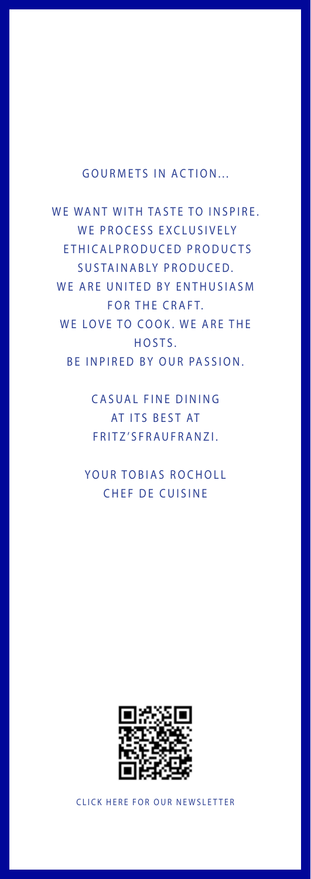GOURMETS IN ACTION...

WE WANT WITH TASTE TO INSPIRE.
WE PROCESS EXCLUSIVELY
ETHICALPRODUCED PRODUCTS
SUSTAINABLY PRODUCED.
WE ARE UNITED BY ENTHUSIASM
FOR THE CRAFT.
WE LOVE TO COOK. WE ARE THE
HOSTS.
BE INPIRED BY OUR PASSION.

CASUAL FINE DINING
AT ITS BEST AT
FRITZ'SFRAUFRANZI.

YOUR TOBIAS ROCHOLL
CHEF DE CUISINE

CLICK HERE FOR OUR NEWSLETTER